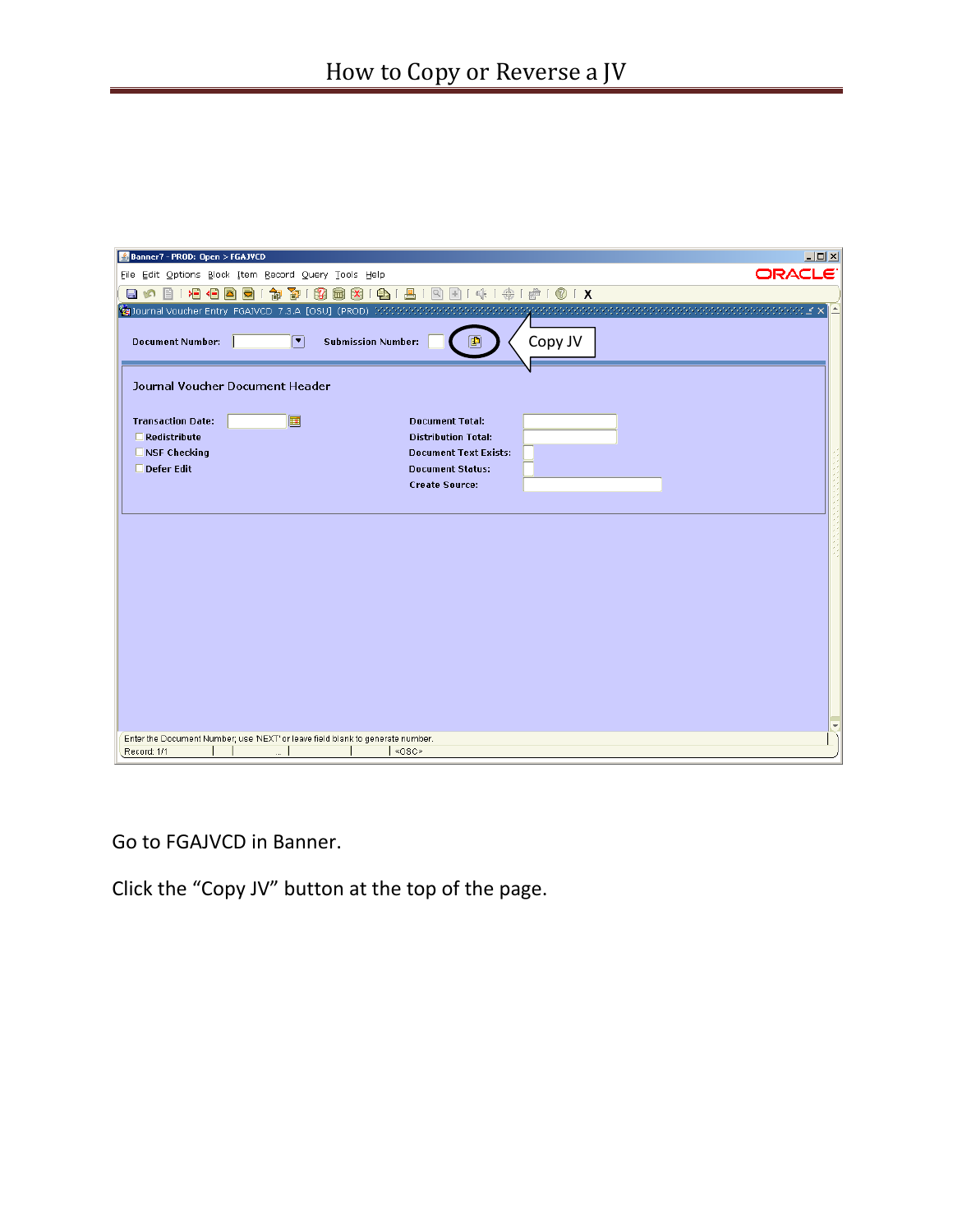# How to Copy or Reverse a JV

Go to FGAJVCD in Banner.

Click the "Copy JV" button at the top of the page.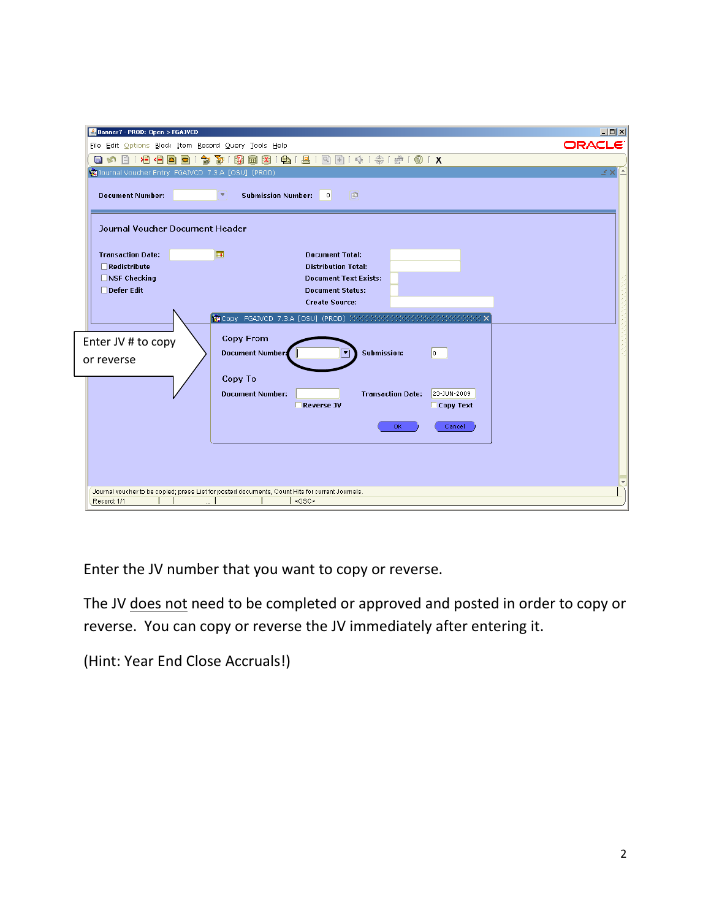Enter JV # to copy or reverse

Enter the JV number that you want to copy or reverse.

The JV does not need to be completed or approved and posted in order to copy or reverse. You can copy or reverse the JV immediately after entering it.

(Hint: Year End Close Accruals!)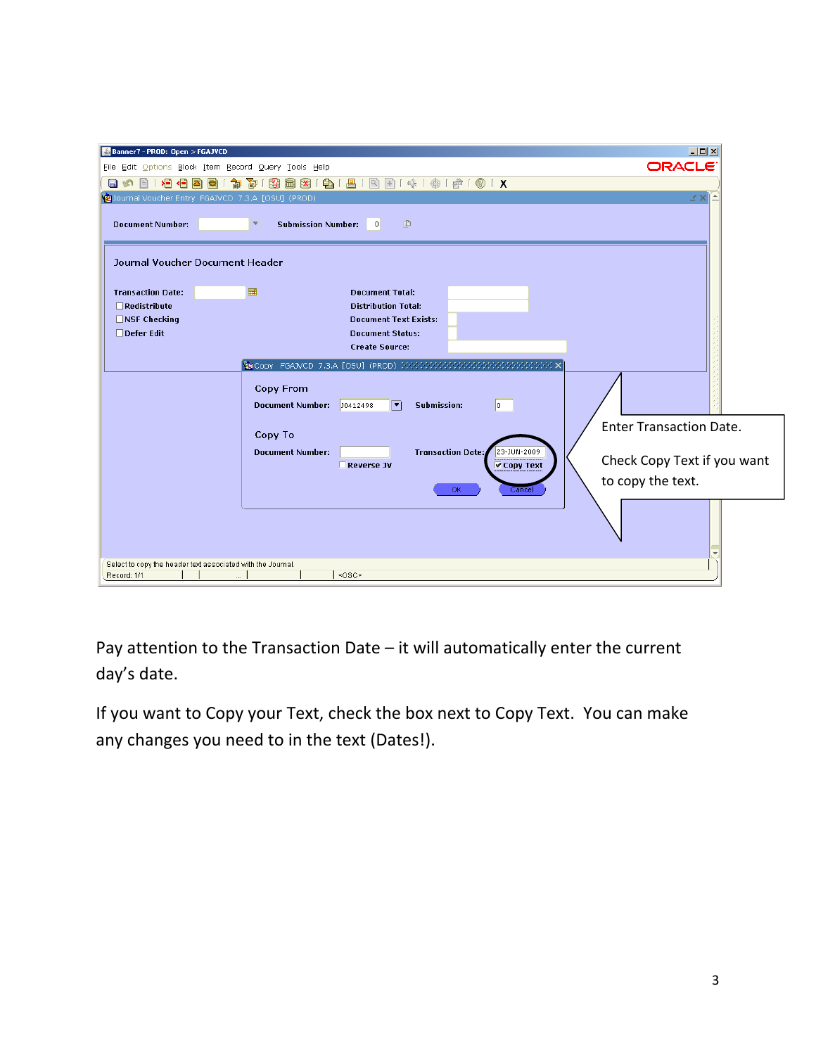Pay attention to the Transaction Date – it will automatically enter the current day's date.

If you want to Copy your Text, check the box next to Copy Text. You can make any changes you need to in the text (Dates!).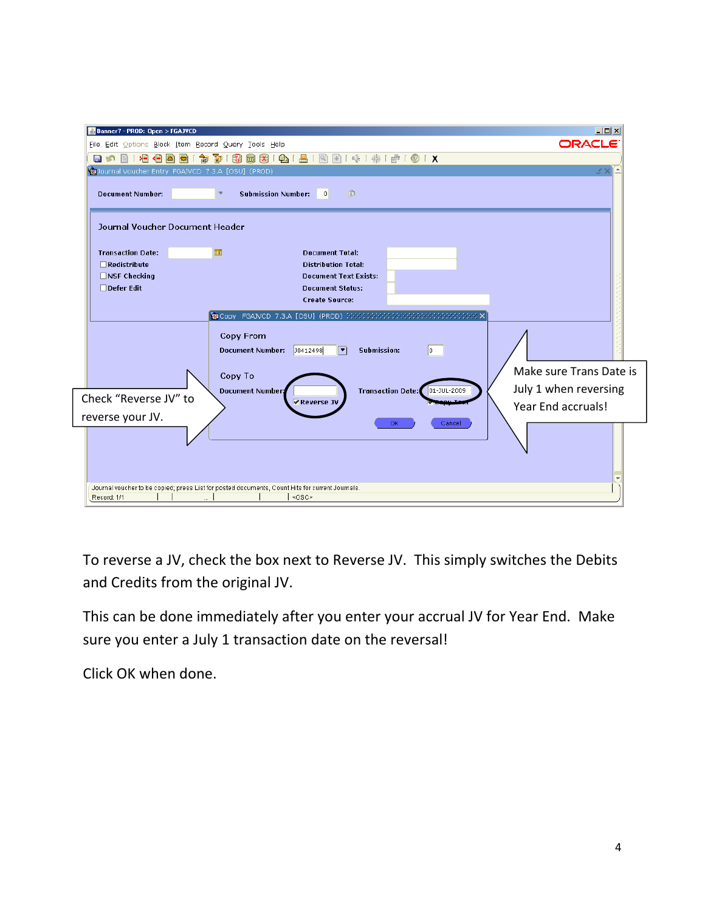To reverse a JV, check the box next to Reverse JV. This simply switches the Debits and Credits from the original JV.

This can be done immediately after you enter your accrual JV for Year End. Make sure you enter a July 1 transaction date on the reversal!

Click OK when done.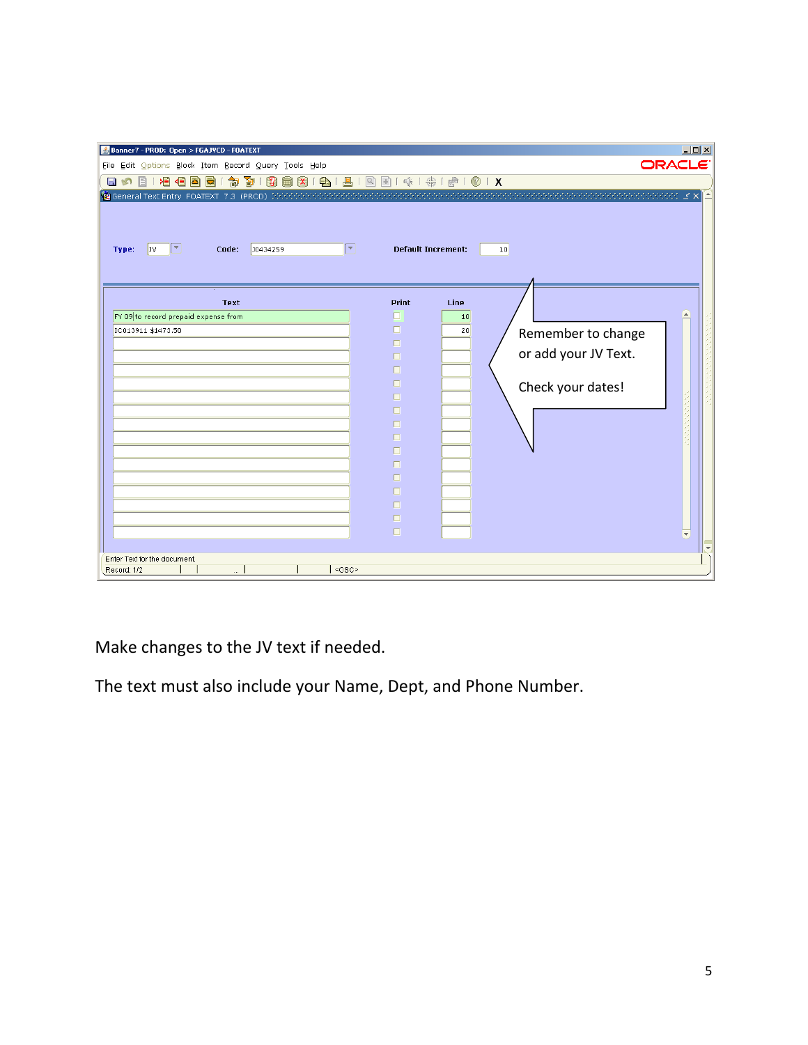Make changes to the JV text if needed.

The text must also include your Name, Dept, and Phone Number.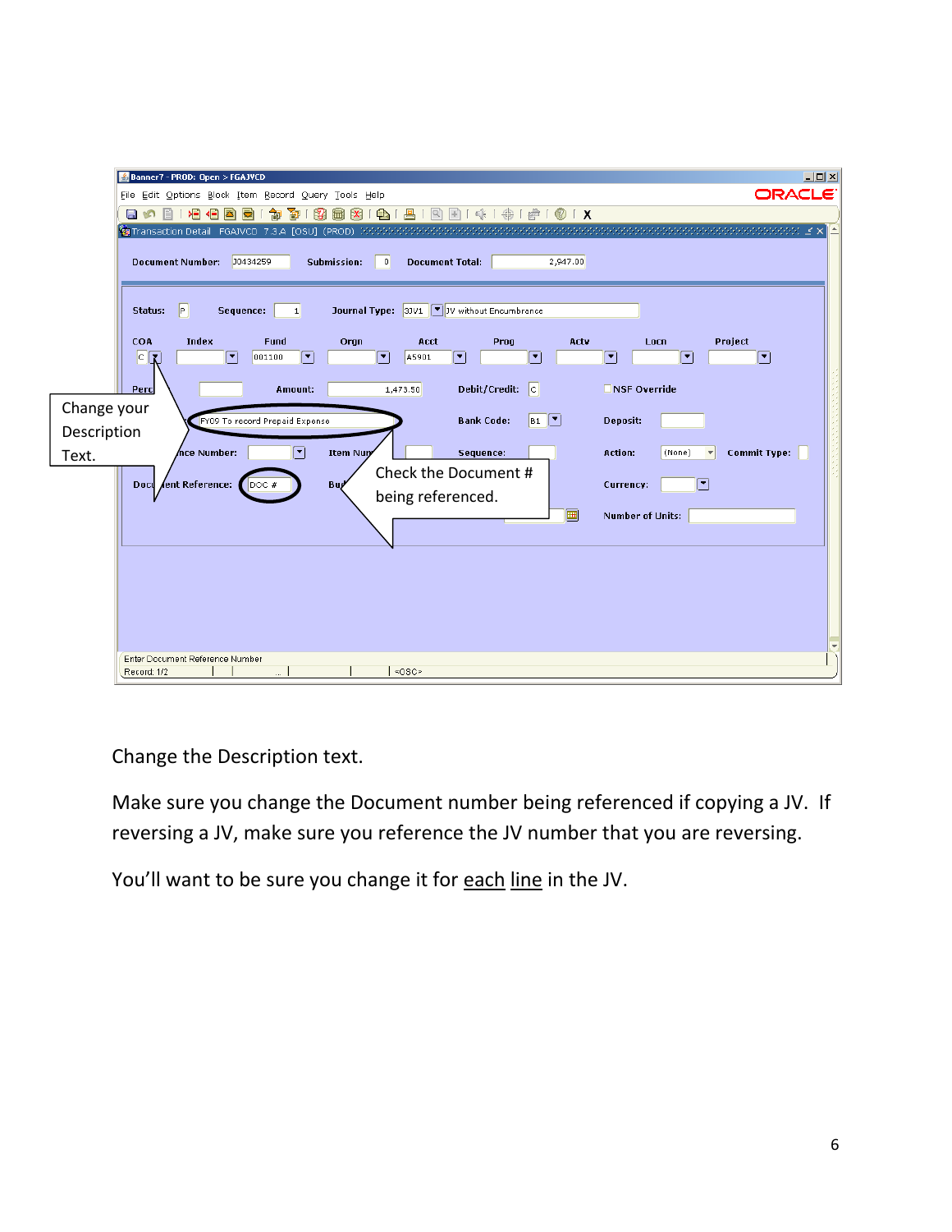Change the Description text.

Make sure you change the Document number being referenced if copying a JV. If reversing a JV, make sure you reference the JV number that you are reversing.

You'll want to be sure you change it for <u>each</u> <u>line</u> in the JV.